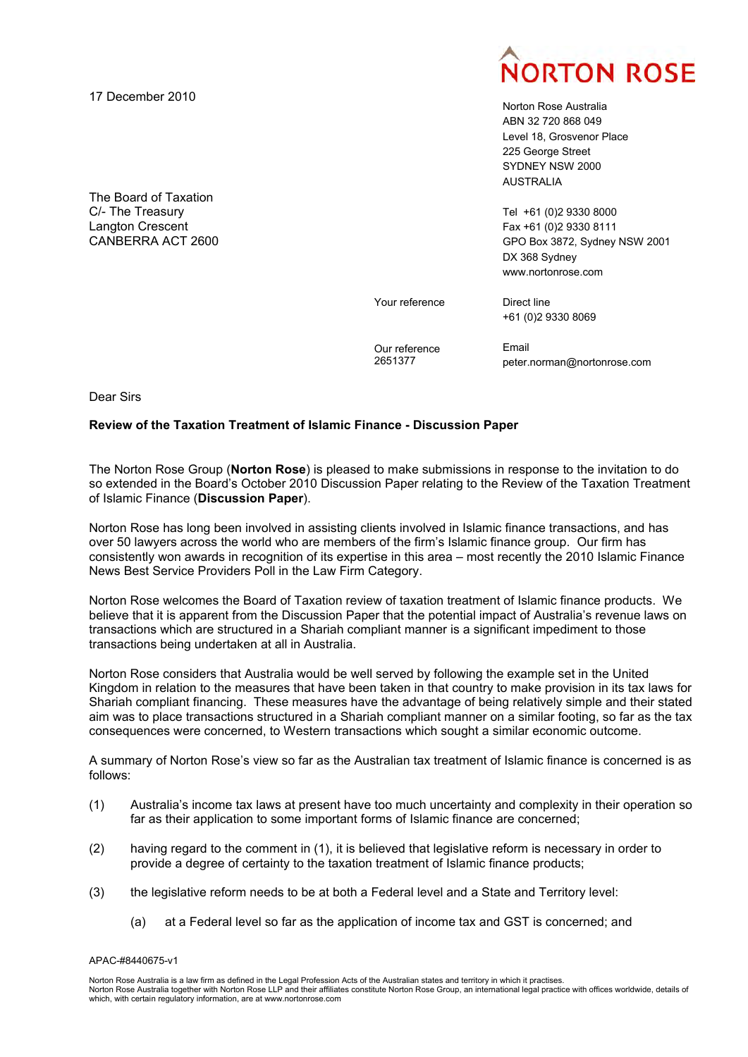17 December 2010

**NORTON ROSE**

Norton Rose Australia
ABN 32 720 868 049
Level 18, Grosvenor Place
225 George Street
SYDNEY NSW 2000
AUSTRALIA

Tel +61 (0)2 9330 8000
Fax +61 (0)2 9330 8111
GPO Box 3872, Sydney NSW 2001
DX 368 Sydney
www.nortonrose.com

The Board of Taxation
C/- The Treasury
Langton Crescent
CANBERRA ACT 2600

Your reference

Direct line
+61 (0)2 9330 8069

Our reference
2651377

Email
peter.norman@nortonrose.com

Dear Sirs

**Review of the Taxation Treatment of Islamic Finance - Discussion Paper**

The Norton Rose Group (**Norton Rose**) is pleased to make submissions in response to the invitation to do so extended in the Board's October 2010 Discussion Paper relating to the Review of the Taxation Treatment of Islamic Finance (**Discussion Paper**).

Norton Rose has long been involved in assisting clients involved in Islamic finance transactions, and has over 50 lawyers across the world who are members of the firm's Islamic finance group. Our firm has consistently won awards in recognition of its expertise in this area – most recently the 2010 Islamic Finance News Best Service Providers Poll in the Law Firm Category.

Norton Rose welcomes the Board of Taxation review of taxation treatment of Islamic finance products. We believe that it is apparent from the Discussion Paper that the potential impact of Australia's revenue laws on transactions which are structured in a Shariah compliant manner is a significant impediment to those transactions being undertaken at all in Australia.

Norton Rose considers that Australia would be well served by following the example set in the United Kingdom in relation to the measures that have been taken in that country to make provision in its tax laws for Shariah compliant financing. These measures have the advantage of being relatively simple and their stated aim was to place transactions structured in a Shariah compliant manner on a similar footing, so far as the tax consequences were concerned, to Western transactions which sought a similar economic outcome.

A summary of Norton Rose's view so far as the Australian tax treatment of Islamic finance is concerned is as follows:

(1) Australia's income tax laws at present have too much uncertainty and complexity in their operation so far as their application to some important forms of Islamic finance are concerned;

(2) having regard to the comment in (1), it is believed that legislative reform is necessary in order to provide a degree of certainty to the taxation treatment of Islamic finance products;

(3) the legislative reform needs to be at both a Federal level and a State and Territory level:

    (a) at a Federal level so far as the application of income tax and GST is concerned; and

APAC-#8440675-v1

Norton Rose Australia is a law firm as defined in the Legal Profession Acts of the Australian states and territory in which it practises.
Norton Rose Australia together with Norton Rose LLP and their affiliates constitute Norton Rose Group, an international legal practice with offices worldwide, details of which, with certain regulatory information, are at www.nortonrose.com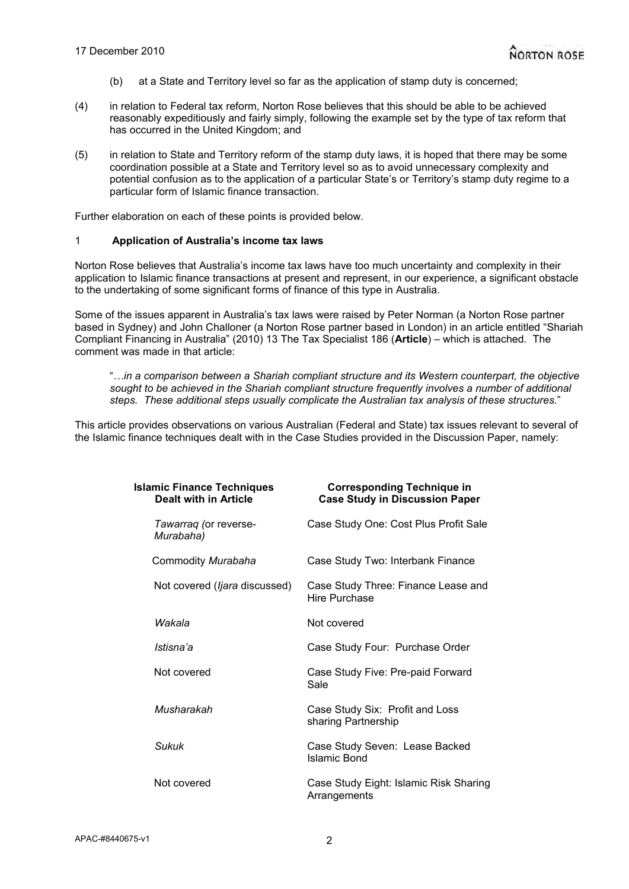(b) at a State and Territory level so far as the application of stamp duty is concerned;

(4) in relation to Federal tax reform, Norton Rose believes that this should be able to be achieved reasonably expeditiously and fairly simply, following the example set by the type of tax reform that has occurred in the United Kingdom; and

(5) in relation to State and Territory reform of the stamp duty laws, it is hoped that there may be some coordination possible at a State and Territory level so as to avoid unnecessary complexity and potential confusion as to the application of a particular State's or Territory's stamp duty regime to a particular form of Islamic finance transaction.

Further elaboration on each of these points is provided below.

## 1 Application of Australia's income tax laws

Norton Rose believes that Australia's income tax laws have too much uncertainty and complexity in their application to Islamic finance transactions at present and represent, in our experience, a significant obstacle to the undertaking of some significant forms of finance of this type in Australia.

Some of the issues apparent in Australia's tax laws were raised by Peter Norman (a Norton Rose partner based in Sydney) and John Challoner (a Norton Rose partner based in London) in an article entitled "Shariah Compliant Financing in Australia" (2010) 13 The Tax Specialist 186 (**Article**) – which is attached. The comment was made in that article:

> "*…in a comparison between a Shariah compliant structure and its Western counterpart, the objective sought to be achieved in the Shariah compliant structure frequently involves a number of additional steps. These additional steps usually complicate the Australian tax analysis of these structures.*"

This article provides observations on various Australian (Federal and State) tax issues relevant to several of the Islamic finance techniques dealt with in the Case Studies provided in the Discussion Paper, namely:

| Islamic Finance Techniques Dealt with in Article | Corresponding Technique in Case Study in Discussion Paper |
|---|---|
| *Tawarraq (*or reverse-*Murabaha)* | Case Study One: Cost Plus Profit Sale |
| Commodity *Murabaha* | Case Study Two: Interbank Finance |
| Not covered (*Ijara* discussed) | Case Study Three: Finance Lease and Hire Purchase |
| *Wakala* | Not covered |
| *Istisna'a* | Case Study Four: Purchase Order |
| Not covered | Case Study Five: Pre-paid Forward Sale |
| *Musharakah* | Case Study Six: Profit and Loss sharing Partnership |
| *Sukuk* | Case Study Seven: Lease Backed Islamic Bond |
| Not covered | Case Study Eight: Islamic Risk Sharing Arrangements |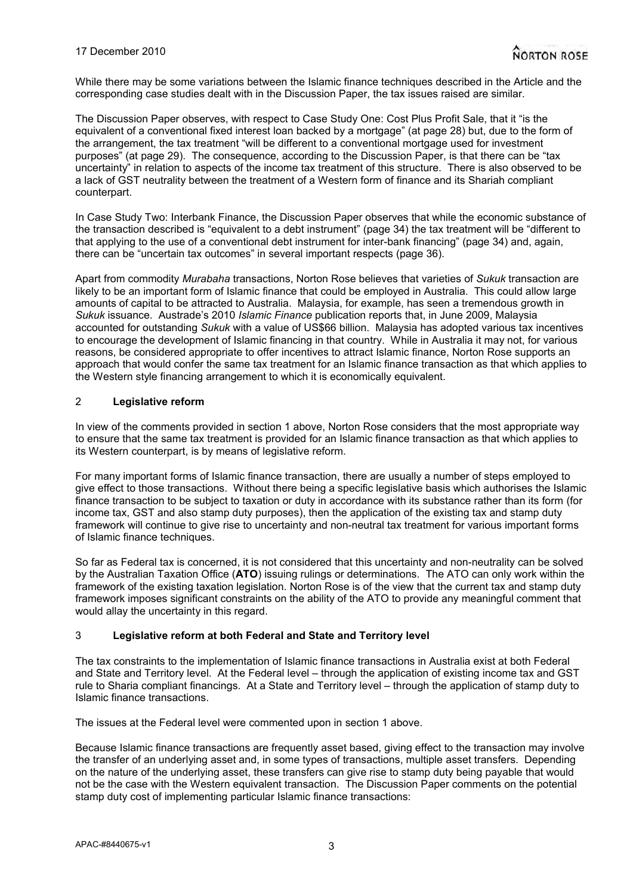While there may be some variations between the Islamic finance techniques described in the Article and the corresponding case studies dealt with in the Discussion Paper, the tax issues raised are similar.

The Discussion Paper observes, with respect to Case Study One: Cost Plus Profit Sale, that it "is the equivalent of a conventional fixed interest loan backed by a mortgage" (at page 28) but, due to the form of the arrangement, the tax treatment "will be different to a conventional mortgage used for investment purposes" (at page 29). The consequence, according to the Discussion Paper, is that there can be "tax uncertainty" in relation to aspects of the income tax treatment of this structure. There is also observed to be a lack of GST neutrality between the treatment of a Western form of finance and its Shariah compliant counterpart.

In Case Study Two: Interbank Finance, the Discussion Paper observes that while the economic substance of the transaction described is "equivalent to a debt instrument" (page 34) the tax treatment will be "different to that applying to the use of a conventional debt instrument for inter-bank financing" (page 34) and, again, there can be "uncertain tax outcomes" in several important respects (page 36).

Apart from commodity *Murabaha* transactions, Norton Rose believes that varieties of *Sukuk* transaction are likely to be an important form of Islamic finance that could be employed in Australia. This could allow large amounts of capital to be attracted to Australia. Malaysia, for example, has seen a tremendous growth in *Sukuk* issuance. Austrade's 2010 *Islamic Finance* publication reports that, in June 2009, Malaysia accounted for outstanding *Sukuk* with a value of US$66 billion. Malaysia has adopted various tax incentives to encourage the development of Islamic financing in that country. While in Australia it may not, for various reasons, be considered appropriate to offer incentives to attract Islamic finance, Norton Rose supports an approach that would confer the same tax treatment for an Islamic finance transaction as that which applies to the Western style financing arrangement to which it is economically equivalent.

## 2 Legislative reform

In view of the comments provided in section 1 above, Norton Rose considers that the most appropriate way to ensure that the same tax treatment is provided for an Islamic finance transaction as that which applies to its Western counterpart, is by means of legislative reform.

For many important forms of Islamic finance transaction, there are usually a number of steps employed to give effect to those transactions. Without there being a specific legislative basis which authorises the Islamic finance transaction to be subject to taxation or duty in accordance with its substance rather than its form (for income tax, GST and also stamp duty purposes), then the application of the existing tax and stamp duty framework will continue to give rise to uncertainty and non-neutral tax treatment for various important forms of Islamic finance techniques.

So far as Federal tax is concerned, it is not considered that this uncertainty and non-neutrality can be solved by the Australian Taxation Office (**ATO**) issuing rulings or determinations. The ATO can only work within the framework of the existing taxation legislation. Norton Rose is of the view that the current tax and stamp duty framework imposes significant constraints on the ability of the ATO to provide any meaningful comment that would allay the uncertainty in this regard.

## 3 Legislative reform at both Federal and State and Territory level

The tax constraints to the implementation of Islamic finance transactions in Australia exist at both Federal and State and Territory level. At the Federal level – through the application of existing income tax and GST rule to Sharia compliant financings. At a State and Territory level – through the application of stamp duty to Islamic finance transactions.

The issues at the Federal level were commented upon in section 1 above.

Because Islamic finance transactions are frequently asset based, giving effect to the transaction may involve the transfer of an underlying asset and, in some types of transactions, multiple asset transfers. Depending on the nature of the underlying asset, these transfers can give rise to stamp duty being payable that would not be the case with the Western equivalent transaction. The Discussion Paper comments on the potential stamp duty cost of implementing particular Islamic finance transactions: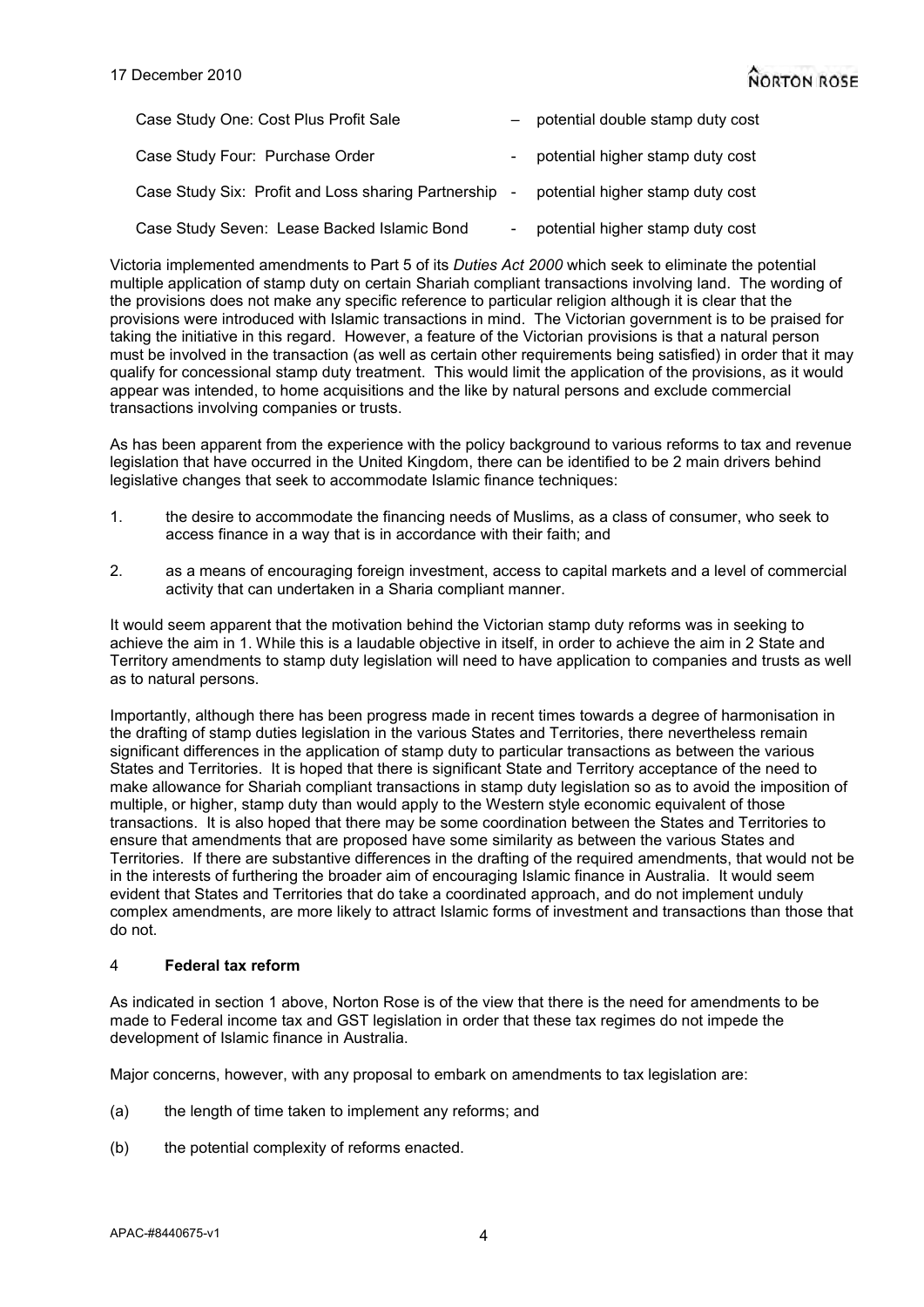| | |
|---|---|
| Case Study One: Cost Plus Profit Sale | – potential double stamp duty cost |
| Case Study Four: Purchase Order | - potential higher stamp duty cost |
| Case Study Six: Profit and Loss sharing Partnership | - potential higher stamp duty cost |
| Case Study Seven: Lease Backed Islamic Bond | - potential higher stamp duty cost |

Victoria implemented amendments to Part 5 of its *Duties Act 2000* which seek to eliminate the potential multiple application of stamp duty on certain Shariah compliant transactions involving land. The wording of the provisions does not make any specific reference to particular religion although it is clear that the provisions were introduced with Islamic transactions in mind. The Victorian government is to be praised for taking the initiative in this regard. However, a feature of the Victorian provisions is that a natural person must be involved in the transaction (as well as certain other requirements being satisfied) in order that it may qualify for concessional stamp duty treatment. This would limit the application of the provisions, as it would appear was intended, to home acquisitions and the like by natural persons and exclude commercial transactions involving companies or trusts.

As has been apparent from the experience with the policy background to various reforms to tax and revenue legislation that have occurred in the United Kingdom, there can be identified to be 2 main drivers behind legislative changes that seek to accommodate Islamic finance techniques:

1. the desire to accommodate the financing needs of Muslims, as a class of consumer, who seek to access finance in a way that is in accordance with their faith; and
2. as a means of encouraging foreign investment, access to capital markets and a level of commercial activity that can undertaken in a Sharia compliant manner.

It would seem apparent that the motivation behind the Victorian stamp duty reforms was in seeking to achieve the aim in 1. While this is a laudable objective in itself, in order to achieve the aim in 2 State and Territory amendments to stamp duty legislation will need to have application to companies and trusts as well as to natural persons.

Importantly, although there has been progress made in recent times towards a degree of harmonisation in the drafting of stamp duties legislation in the various States and Territories, there nevertheless remain significant differences in the application of stamp duty to particular transactions as between the various States and Territories. It is hoped that there is significant State and Territory acceptance of the need to make allowance for Shariah compliant transactions in stamp duty legislation so as to avoid the imposition of multiple, or higher, stamp duty than would apply to the Western style economic equivalent of those transactions. It is also hoped that there may be some coordination between the States and Territories to ensure that amendments that are proposed have some similarity as between the various States and Territories. If there are substantive differences in the drafting of the required amendments, that would not be in the interests of furthering the broader aim of encouraging Islamic finance in Australia. It would seem evident that States and Territories that do take a coordinated approach, and do not implement unduly complex amendments, are more likely to attract Islamic forms of investment and transactions than those that do not.

## 4 **Federal tax reform**

As indicated in section 1 above, Norton Rose is of the view that there is the need for amendments to be made to Federal income tax and GST legislation in order that these tax regimes do not impede the development of Islamic finance in Australia.

Major concerns, however, with any proposal to embark on amendments to tax legislation are:

(a) the length of time taken to implement any reforms; and

(b) the potential complexity of reforms enacted.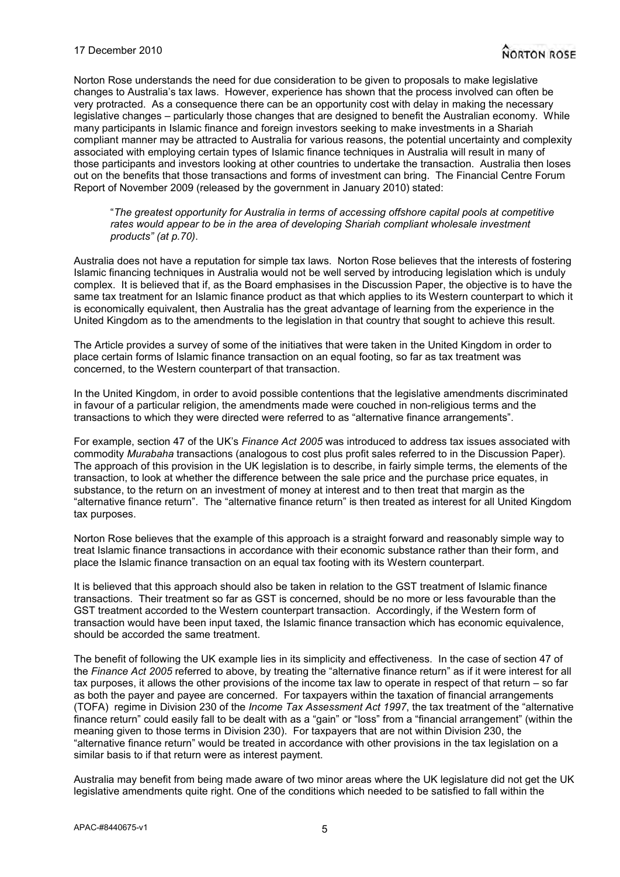Norton Rose understands the need for due consideration to be given to proposals to make legislative changes to Australia's tax laws. However, experience has shown that the process involved can often be very protracted. As a consequence there can be an opportunity cost with delay in making the necessary legislative changes – particularly those changes that are designed to benefit the Australian economy. While many participants in Islamic finance and foreign investors seeking to make investments in a Shariah compliant manner may be attracted to Australia for various reasons, the potential uncertainty and complexity associated with employing certain types of Islamic finance techniques in Australia will result in many of those participants and investors looking at other countries to undertake the transaction. Australia then loses out on the benefits that those transactions and forms of investment can bring. The Financial Centre Forum Report of November 2009 (released by the government in January 2010) stated:

> "*The greatest opportunity for Australia in terms of accessing offshore capital pools at competitive rates would appear to be in the area of developing Shariah compliant wholesale investment products" (at p.70)*.

Australia does not have a reputation for simple tax laws. Norton Rose believes that the interests of fostering Islamic financing techniques in Australia would not be well served by introducing legislation which is unduly complex. It is believed that if, as the Board emphasises in the Discussion Paper, the objective is to have the same tax treatment for an Islamic finance product as that which applies to its Western counterpart to which it is economically equivalent, then Australia has the great advantage of learning from the experience in the United Kingdom as to the amendments to the legislation in that country that sought to achieve this result.

The Article provides a survey of some of the initiatives that were taken in the United Kingdom in order to place certain forms of Islamic finance transaction on an equal footing, so far as tax treatment was concerned, to the Western counterpart of that transaction.

In the United Kingdom, in order to avoid possible contentions that the legislative amendments discriminated in favour of a particular religion, the amendments made were couched in non-religious terms and the transactions to which they were directed were referred to as "alternative finance arrangements".

For example, section 47 of the UK's *Finance Act 2005* was introduced to address tax issues associated with commodity *Murabaha* transactions (analogous to cost plus profit sales referred to in the Discussion Paper). The approach of this provision in the UK legislation is to describe, in fairly simple terms, the elements of the transaction, to look at whether the difference between the sale price and the purchase price equates, in substance, to the return on an investment of money at interest and to then treat that margin as the "alternative finance return". The "alternative finance return" is then treated as interest for all United Kingdom tax purposes.

Norton Rose believes that the example of this approach is a straight forward and reasonably simple way to treat Islamic finance transactions in accordance with their economic substance rather than their form, and place the Islamic finance transaction on an equal tax footing with its Western counterpart.

It is believed that this approach should also be taken in relation to the GST treatment of Islamic finance transactions. Their treatment so far as GST is concerned, should be no more or less favourable than the GST treatment accorded to the Western counterpart transaction. Accordingly, if the Western form of transaction would have been input taxed, the Islamic finance transaction which has economic equivalence, should be accorded the same treatment.

The benefit of following the UK example lies in its simplicity and effectiveness. In the case of section 47 of the *Finance Act 2005* referred to above, by treating the "alternative finance return" as if it were interest for all tax purposes, it allows the other provisions of the income tax law to operate in respect of that return – so far as both the payer and payee are concerned. For taxpayers within the taxation of financial arrangements (TOFA) regime in Division 230 of the *Income Tax Assessment Act 1997*, the tax treatment of the "alternative finance return" could easily fall to be dealt with as a "gain" or "loss" from a "financial arrangement" (within the meaning given to those terms in Division 230). For taxpayers that are not within Division 230, the "alternative finance return" would be treated in accordance with other provisions in the tax legislation on a similar basis to if that return were as interest payment.

Australia may benefit from being made aware of two minor areas where the UK legislature did not get the UK legislative amendments quite right. One of the conditions which needed to be satisfied to fall within the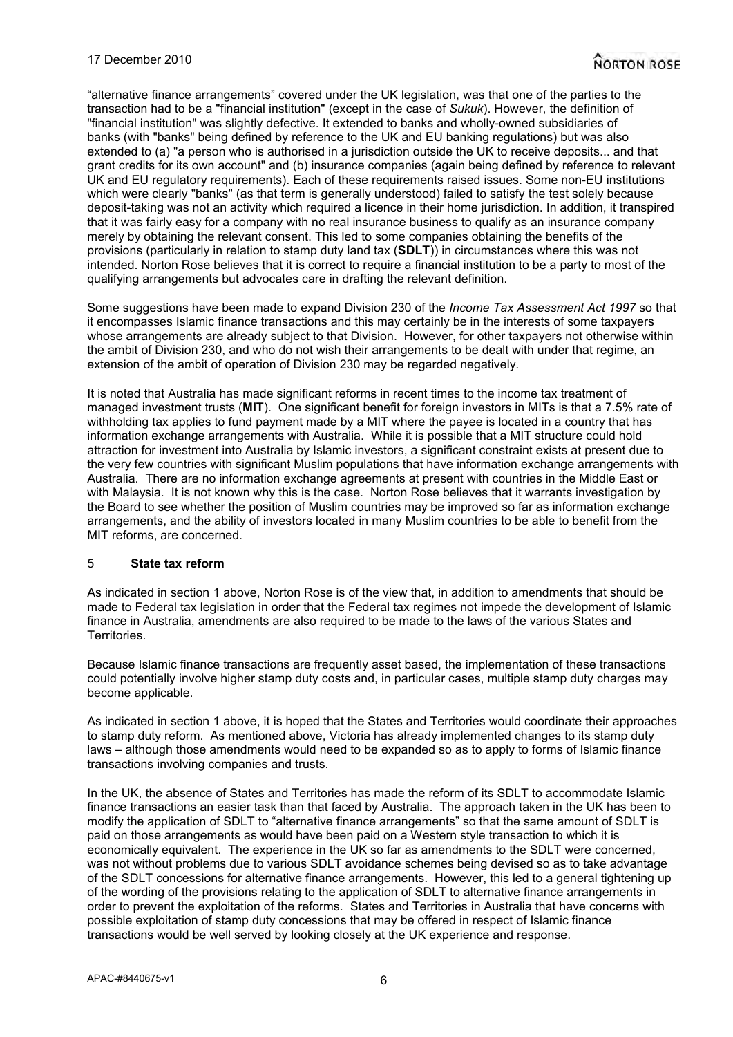"alternative finance arrangements" covered under the UK legislation, was that one of the parties to the transaction had to be a "financial institution" (except in the case of *Sukuk*). However, the definition of "financial institution" was slightly defective. It extended to banks and wholly-owned subsidiaries of banks (with "banks" being defined by reference to the UK and EU banking regulations) but was also extended to (a) "a person who is authorised in a jurisdiction outside the UK to receive deposits... and that grant credits for its own account" and (b) insurance companies (again being defined by reference to relevant UK and EU regulatory requirements). Each of these requirements raised issues. Some non-EU institutions which were clearly "banks" (as that term is generally understood) failed to satisfy the test solely because deposit-taking was not an activity which required a licence in their home jurisdiction. In addition, it transpired that it was fairly easy for a company with no real insurance business to qualify as an insurance company merely by obtaining the relevant consent. This led to some companies obtaining the benefits of the provisions (particularly in relation to stamp duty land tax (**SDLT**)) in circumstances where this was not intended. Norton Rose believes that it is correct to require a financial institution to be a party to most of the qualifying arrangements but advocates care in drafting the relevant definition.

Some suggestions have been made to expand Division 230 of the *Income Tax Assessment Act 1997* so that it encompasses Islamic finance transactions and this may certainly be in the interests of some taxpayers whose arrangements are already subject to that Division. However, for other taxpayers not otherwise within the ambit of Division 230, and who do not wish their arrangements to be dealt with under that regime, an extension of the ambit of operation of Division 230 may be regarded negatively.

It is noted that Australia has made significant reforms in recent times to the income tax treatment of managed investment trusts (**MIT**). One significant benefit for foreign investors in MITs is that a 7.5% rate of withholding tax applies to fund payment made by a MIT where the payee is located in a country that has information exchange arrangements with Australia. While it is possible that a MIT structure could hold attraction for investment into Australia by Islamic investors, a significant constraint exists at present due to the very few countries with significant Muslim populations that have information exchange arrangements with Australia. There are no information exchange agreements at present with countries in the Middle East or with Malaysia. It is not known why this is the case. Norton Rose believes that it warrants investigation by the Board to see whether the position of Muslim countries may be improved so far as information exchange arrangements, and the ability of investors located in many Muslim countries to be able to benefit from the MIT reforms, are concerned.

## 5 State tax reform

As indicated in section 1 above, Norton Rose is of the view that, in addition to amendments that should be made to Federal tax legislation in order that the Federal tax regimes not impede the development of Islamic finance in Australia, amendments are also required to be made to the laws of the various States and Territories.

Because Islamic finance transactions are frequently asset based, the implementation of these transactions could potentially involve higher stamp duty costs and, in particular cases, multiple stamp duty charges may become applicable.

As indicated in section 1 above, it is hoped that the States and Territories would coordinate their approaches to stamp duty reform. As mentioned above, Victoria has already implemented changes to its stamp duty laws – although those amendments would need to be expanded so as to apply to forms of Islamic finance transactions involving companies and trusts.

In the UK, the absence of States and Territories has made the reform of its SDLT to accommodate Islamic finance transactions an easier task than that faced by Australia. The approach taken in the UK has been to modify the application of SDLT to "alternative finance arrangements" so that the same amount of SDLT is paid on those arrangements as would have been paid on a Western style transaction to which it is economically equivalent. The experience in the UK so far as amendments to the SDLT were concerned, was not without problems due to various SDLT avoidance schemes being devised so as to take advantage of the SDLT concessions for alternative finance arrangements. However, this led to a general tightening up of the wording of the provisions relating to the application of SDLT to alternative finance arrangements in order to prevent the exploitation of the reforms. States and Territories in Australia that have concerns with possible exploitation of stamp duty concessions that may be offered in respect of Islamic finance transactions would be well served by looking closely at the UK experience and response.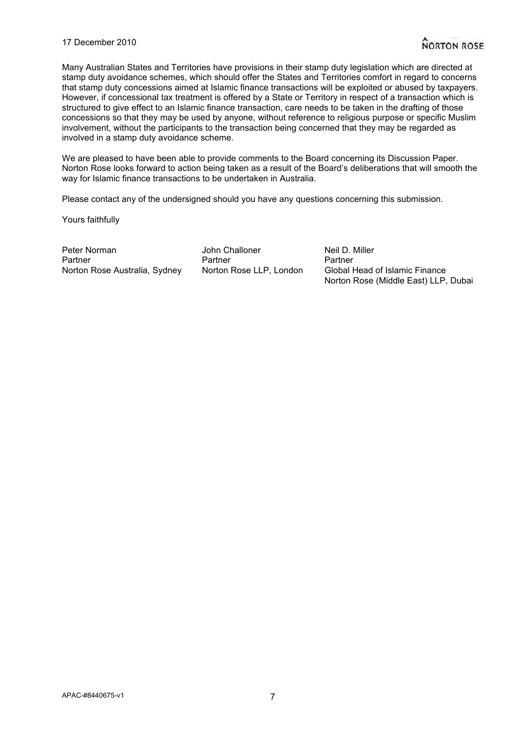Many Australian States and Territories have provisions in their stamp duty legislation which are directed at stamp duty avoidance schemes, which should offer the States and Territories comfort in regard to concerns that stamp duty concessions aimed at Islamic finance transactions will be exploited or abused by taxpayers. However, if concessional tax treatment is offered by a State or Territory in respect of a transaction which is structured to give effect to an Islamic finance transaction, care needs to be taken in the drafting of those concessions so that they may be used by anyone, without reference to religious purpose or specific Muslim involvement, without the participants to the transaction being concerned that they may be regarded as involved in a stamp duty avoidance scheme.

We are pleased to have been able to provide comments to the Board concerning its Discussion Paper. Norton Rose looks forward to action being taken as a result of the Board's deliberations that will smooth the way for Islamic finance transactions to be undertaken in Australia.

Please contact any of the undersigned should you have any questions concerning this submission.

Yours faithfully

Peter Norman
Partner
Norton Rose Australia, Sydney

John Challoner
Partner
Norton Rose LLP, London

Neil D. Miller
Partner
Global Head of Islamic Finance
Norton Rose (Middle East) LLP, Dubai